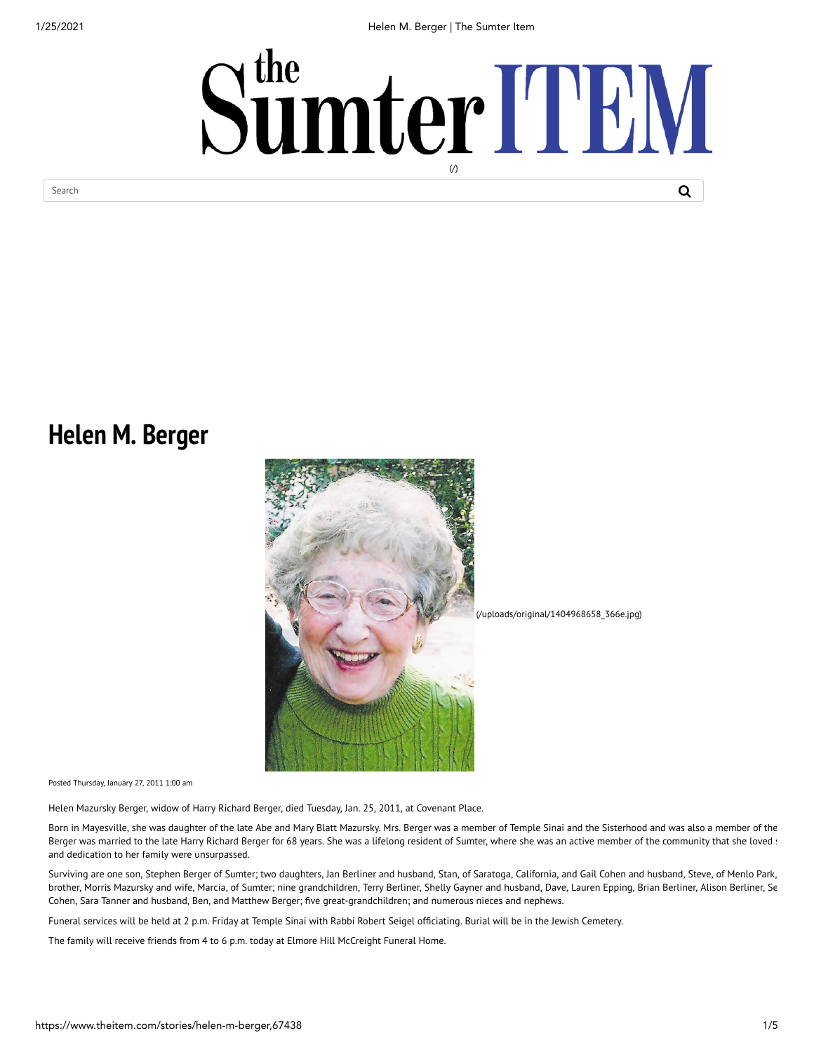# Helen M. Berger

(/uploads/original/1404968658_366e.jpg)

Posted Thursday, January 27, 2011 1:00 am

Helen Mazursky Berger, widow of Harry Richard Berger, died Tuesday, Jan. 25, 2011, at Covenant Place.

Born in Mayesville, she was daughter of the late Abe and Mary Blatt Mazursky. Mrs. Berger was a member of Temple Sinai and the Sisterhood and was also a member of the Berger was married to the late Harry Richard Berger for 68 years. She was a lifelong resident of Sumter, where she was an active member of the community that she loved and dedication to her family were unsurpassed.

Surviving are one son, Stephen Berger of Sumter; two daughters, Jan Berliner and husband, Stan, of Saratoga, California, and Gail Cohen and husband, Steve, of Menlo Park, brother, Morris Mazursky and wife, Marcia, of Sumter; nine grandchildren, Terry Berliner, Shelly Gayner and husband, Dave, Lauren Epping, Brian Berliner, Alison Berliner, Se Cohen, Sara Tanner and husband, Ben, and Matthew Berger; five great-grandchildren; and numerous nieces and nephews.

Funeral services will be held at 2 p.m. Friday at Temple Sinai with Rabbi Robert Seigel officiating. Burial will be in the Jewish Cemetery.

The family will receive friends from 4 to 6 p.m. today at Elmore Hill McCreight Funeral Home.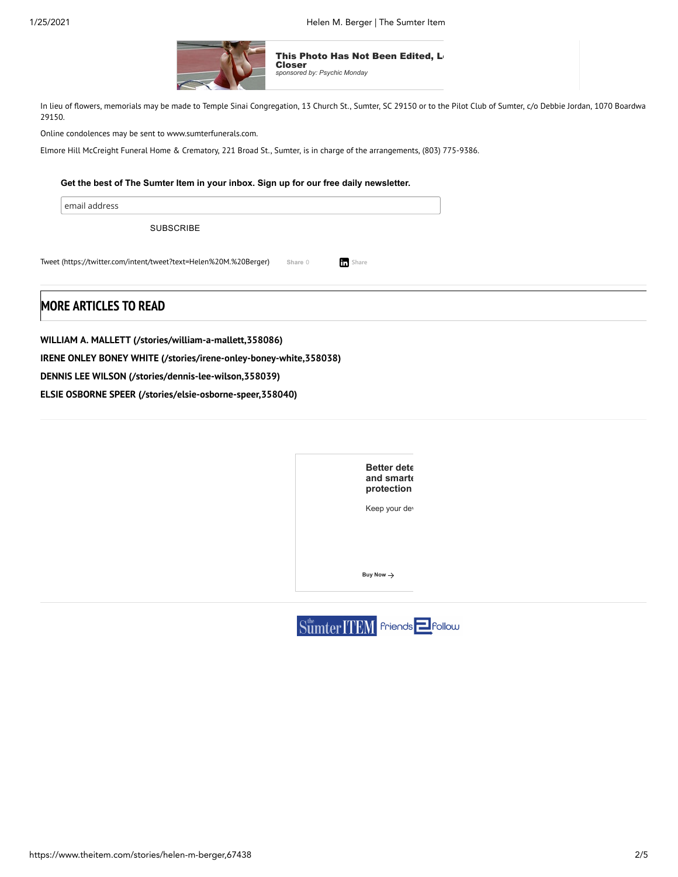This Photo Has Not Been Edited, L
Closer
*sponsored by: Psychic Monday*

In lieu of flowers, memorials may be made to Temple Sinai Congregation, 13 Church St., Sumter, SC 29150 or to the Pilot Club of Sumter, c/o Debbie Jordan, 1070 Boardwa 29150.

Online condolences may be sent to www.sumterfunerals.com.

Elmore Hill McCreight Funeral Home & Crematory, 221 Broad St., Sumter, is in charge of the arrangements, (803) 775-9386.

**Get the best of The Sumter Item in your inbox. Sign up for our free daily newsletter.**

email address

SUBSCRIBE

Tweet (https://twitter.com/intent/tweet?text=Helen%20M.%20Berger) Share 0 Share

## MORE ARTICLES TO READ

**WILLIAM A. MALLETT (/stories/william-a-mallett,358086)**

**IRENE ONLEY BONEY WHITE (/stories/irene-onley-boney-white,358038)**

**DENNIS LEE WILSON (/stories/dennis-lee-wilson,358039)**

**ELSIE OSBORNE SPEER (/stories/elsie-osborne-speer,358040)**

Better dete
and smarte
protection

Keep your de

Buy Now →

the Sumter ITEM Friends 2 Follow